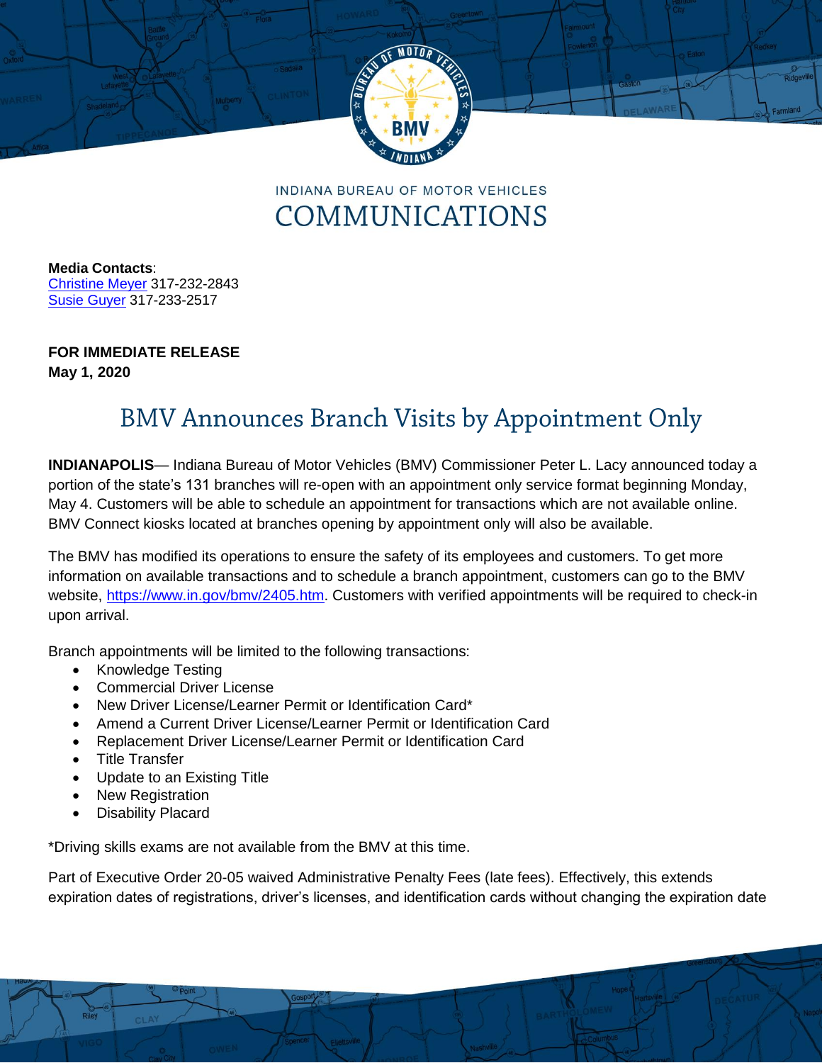INDIANA BUREAU OF MOTOR VEHICLES

COMMUNICATIONS

**Media Contacts**:
Christine Meyer 317-232-2843
Susie Guyer 317-233-2517

**FOR IMMEDIATE RELEASE**
**May 1, 2020**

# BMV Announces Branch Visits by Appointment Only

**INDIANAPOLIS**— Indiana Bureau of Motor Vehicles (BMV) Commissioner Peter L. Lacy announced today a portion of the state's 131 branches will re-open with an appointment only service format beginning Monday, May 4. Customers will be able to schedule an appointment for transactions which are not available online. BMV Connect kiosks located at branches opening by appointment only will also be available.

The BMV has modified its operations to ensure the safety of its employees and customers. To get more information on available transactions and to schedule a branch appointment, customers can go to the BMV website, https://www.in.gov/bmv/2405.htm. Customers with verified appointments will be required to check-in upon arrival.

Branch appointments will be limited to the following transactions:

- Knowledge Testing
- Commercial Driver License
- New Driver License/Learner Permit or Identification Card*
- Amend a Current Driver License/Learner Permit or Identification Card
- Replacement Driver License/Learner Permit or Identification Card
- Title Transfer
- Update to an Existing Title
- New Registration
- Disability Placard

*Driving skills exams are not available from the BMV at this time.

Part of Executive Order 20-05 waived Administrative Penalty Fees (late fees). Effectively, this extends expiration dates of registrations, driver's licenses, and identification cards without changing the expiration date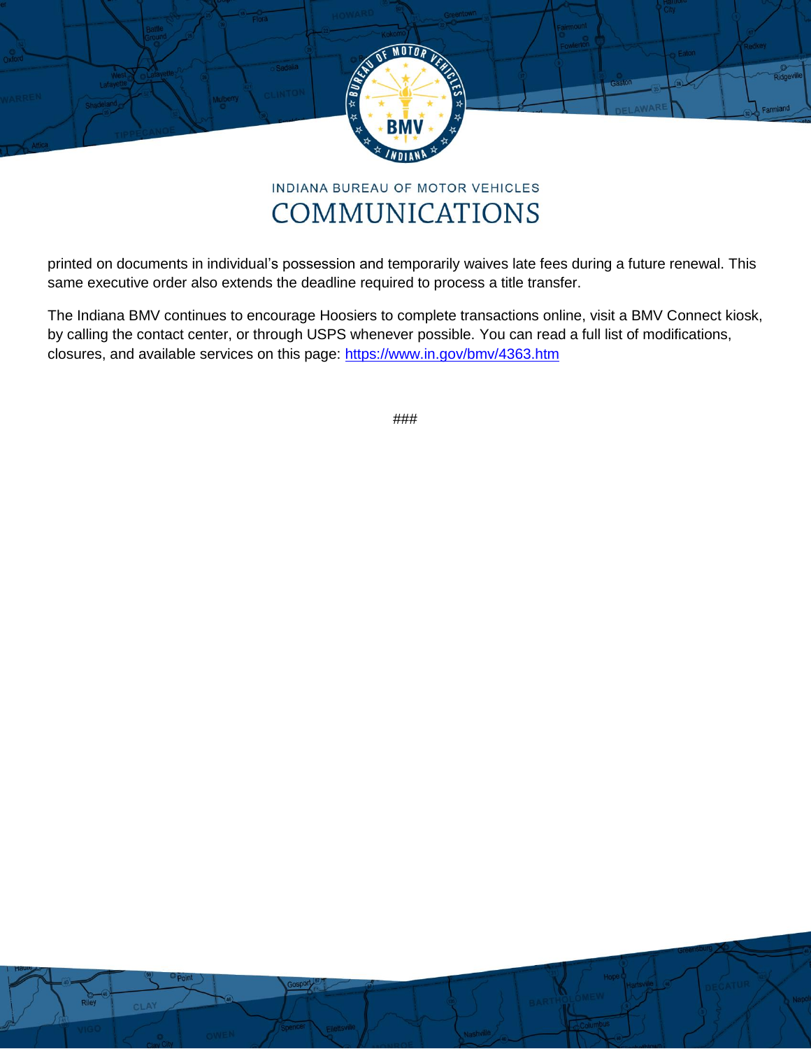printed on documents in individual's possession and temporarily waives late fees during a future renewal. This same executive order also extends the deadline required to process a title transfer.

The Indiana BMV continues to encourage Hoosiers to complete transactions online, visit a BMV Connect kiosk, by calling the contact center, or through USPS whenever possible. You can read a full list of modifications, closures, and available services on this page: https://www.in.gov/bmv/4363.htm

###